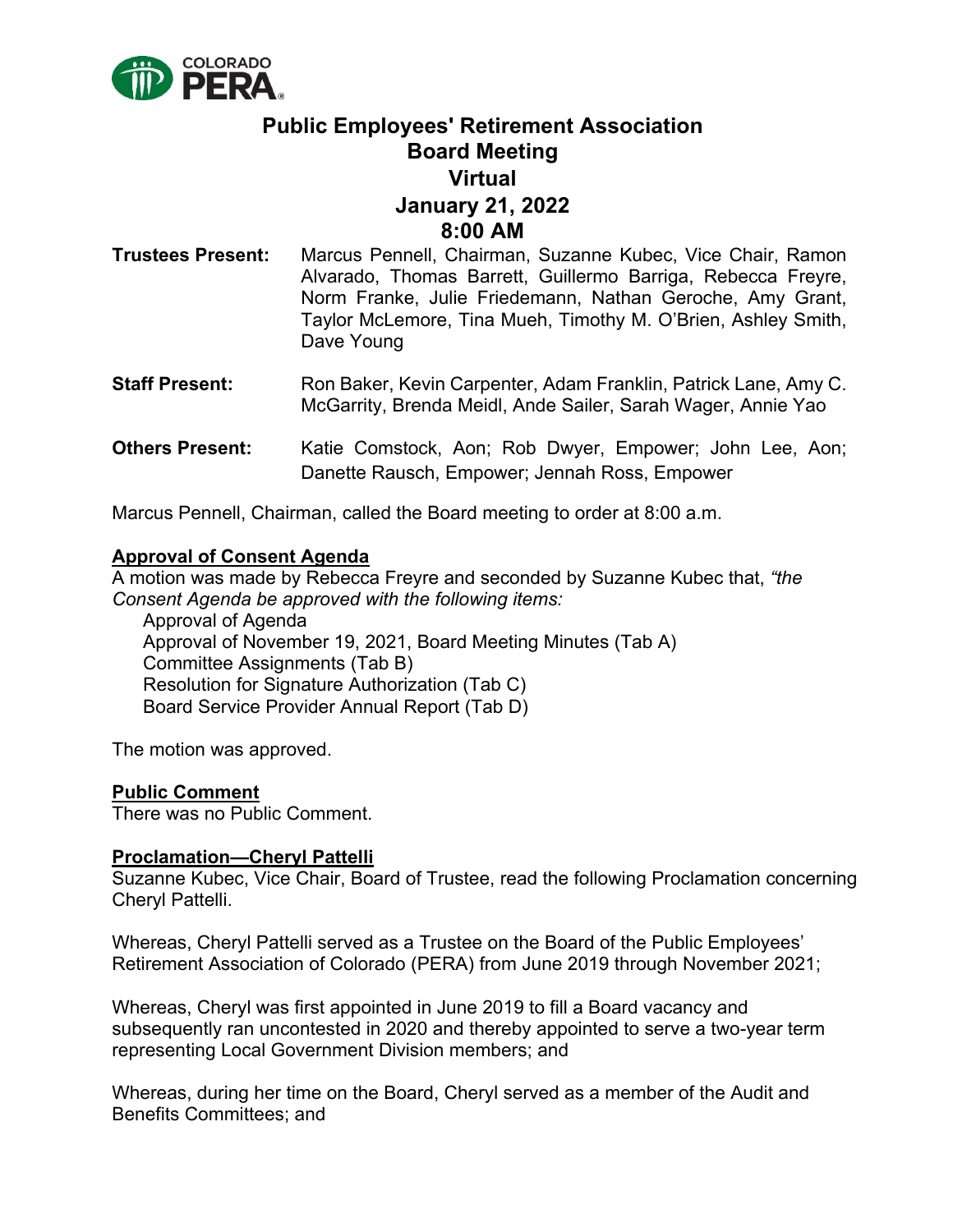# Public Employees' Retirement Association
## Board Meeting
## Virtual
## January 21, 2022
## 8:00 AM

**Trustees Present:** Marcus Pennell, Chairman, Suzanne Kubec, Vice Chair, Ramon Alvarado, Thomas Barrett, Guillermo Barriga, Rebecca Freyre, Norm Franke, Julie Friedemann, Nathan Geroche, Amy Grant, Taylor McLemore, Tina Mueh, Timothy M. O'Brien, Ashley Smith, Dave Young

**Staff Present:** Ron Baker, Kevin Carpenter, Adam Franklin, Patrick Lane, Amy C. McGarrity, Brenda Meidl, Ande Sailer, Sarah Wager, Annie Yao

**Others Present:** Katie Comstock, Aon; Rob Dwyer, Empower; John Lee, Aon; Danette Rausch, Empower; Jennah Ross, Empower

Marcus Pennell, Chairman, called the Board meeting to order at 8:00 a.m.

**Approval of Consent Agenda**

A motion was made by Rebecca Freyre and seconded by Suzanne Kubec that, *"the Consent Agenda be approved with the following items:*

- Approval of Agenda
- Approval of November 19, 2021, Board Meeting Minutes (Tab A)
- Committee Assignments (Tab B)
- Resolution for Signature Authorization (Tab C)
- Board Service Provider Annual Report (Tab D)

The motion was approved.

**Public Comment**

There was no Public Comment.

**Proclamation—Cheryl Pattelli**

Suzanne Kubec, Vice Chair, Board of Trustee, read the following Proclamation concerning Cheryl Pattelli.

Whereas, Cheryl Pattelli served as a Trustee on the Board of the Public Employees' Retirement Association of Colorado (PERA) from June 2019 through November 2021;

Whereas, Cheryl was first appointed in June 2019 to fill a Board vacancy and subsequently ran uncontested in 2020 and thereby appointed to serve a two-year term representing Local Government Division members; and

Whereas, during her time on the Board, Cheryl served as a member of the Audit and Benefits Committees; and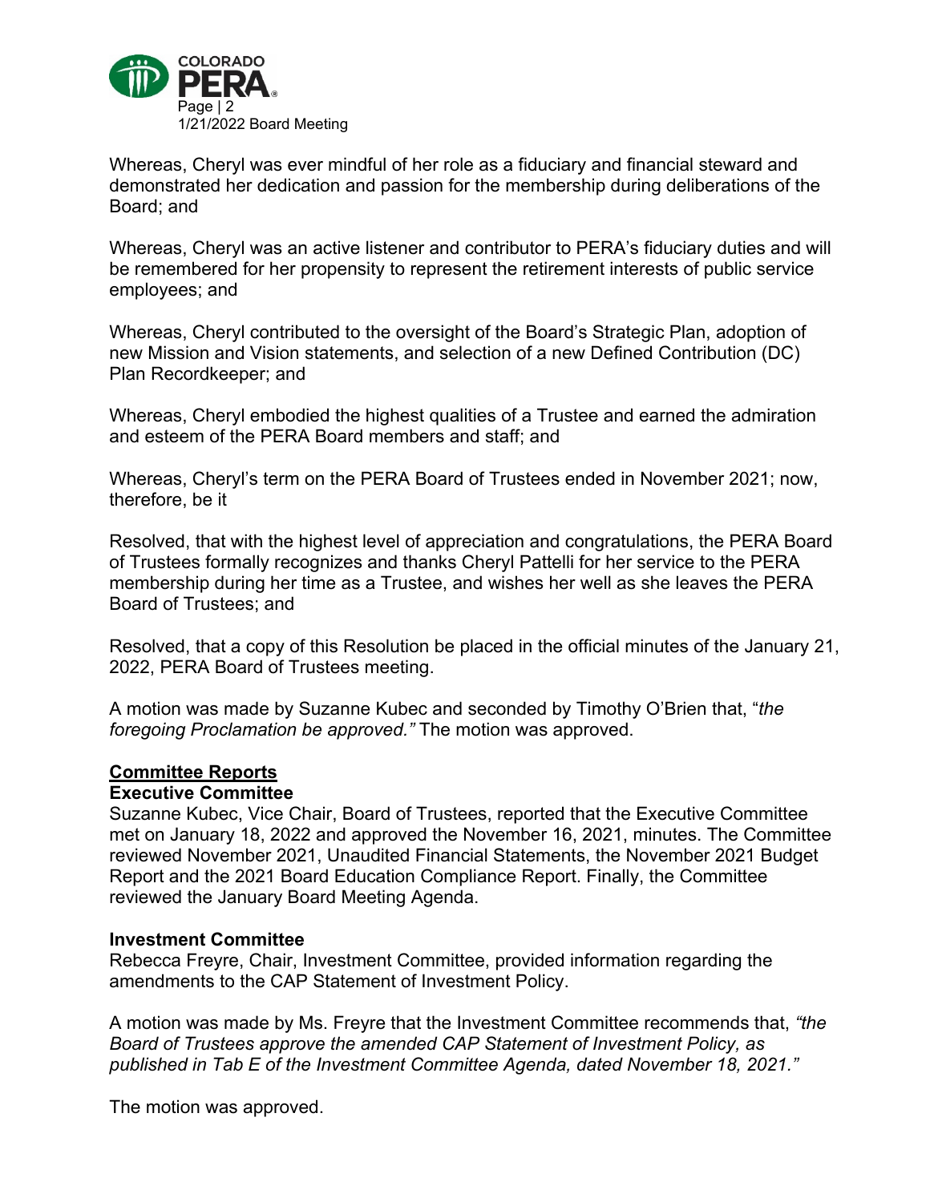Whereas, Cheryl was ever mindful of her role as a fiduciary and financial steward and demonstrated her dedication and passion for the membership during deliberations of the Board; and

Whereas, Cheryl was an active listener and contributor to PERA's fiduciary duties and will be remembered for her propensity to represent the retirement interests of public service employees; and

Whereas, Cheryl contributed to the oversight of the Board's Strategic Plan, adoption of new Mission and Vision statements, and selection of a new Defined Contribution (DC) Plan Recordkeeper; and

Whereas, Cheryl embodied the highest qualities of a Trustee and earned the admiration and esteem of the PERA Board members and staff; and

Whereas, Cheryl's term on the PERA Board of Trustees ended in November 2021; now, therefore, be it

Resolved, that with the highest level of appreciation and congratulations, the PERA Board of Trustees formally recognizes and thanks Cheryl Pattelli for her service to the PERA membership during her time as a Trustee, and wishes her well as she leaves the PERA Board of Trustees; and

Resolved, that a copy of this Resolution be placed in the official minutes of the January 21, 2022, PERA Board of Trustees meeting.

A motion was made by Suzanne Kubec and seconded by Timothy O'Brien that, "*the foregoing Proclamation be approved."* The motion was approved.

## Committee Reports

### Executive Committee

Suzanne Kubec, Vice Chair, Board of Trustees, reported that the Executive Committee met on January 18, 2022 and approved the November 16, 2021, minutes. The Committee reviewed November 2021, Unaudited Financial Statements, the November 2021 Budget Report and the 2021 Board Education Compliance Report. Finally, the Committee reviewed the January Board Meeting Agenda.

### Investment Committee

Rebecca Freyre, Chair, Investment Committee, provided information regarding the amendments to the CAP Statement of Investment Policy.

A motion was made by Ms. Freyre that the Investment Committee recommends that, *"the Board of Trustees approve the amended CAP Statement of Investment Policy, as published in Tab E of the Investment Committee Agenda, dated November 18, 2021."*

The motion was approved.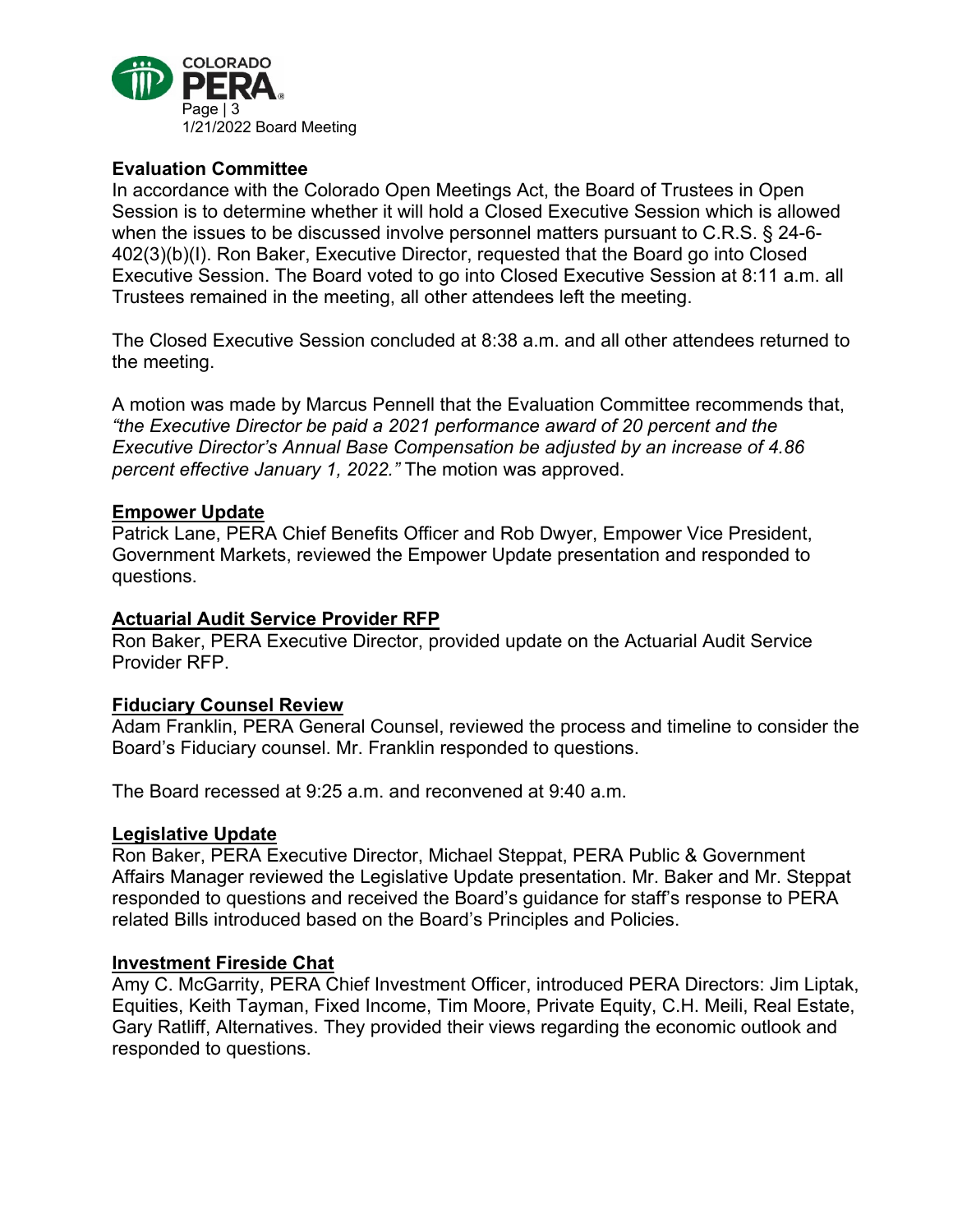**Evaluation Committee**

In accordance with the Colorado Open Meetings Act, the Board of Trustees in Open Session is to determine whether it will hold a Closed Executive Session which is allowed when the issues to be discussed involve personnel matters pursuant to C.R.S. § 24-6-402(3)(b)(I). Ron Baker, Executive Director, requested that the Board go into Closed Executive Session. The Board voted to go into Closed Executive Session at 8:11 a.m. all Trustees remained in the meeting, all other attendees left the meeting.

The Closed Executive Session concluded at 8:38 a.m. and all other attendees returned to the meeting.

A motion was made by Marcus Pennell that the Evaluation Committee recommends that, *"the Executive Director be paid a 2021 performance award of 20 percent and the Executive Director's Annual Base Compensation be adjusted by an increase of 4.86 percent effective January 1, 2022."* The motion was approved.

**Empower Update**

Patrick Lane, PERA Chief Benefits Officer and Rob Dwyer, Empower Vice President, Government Markets, reviewed the Empower Update presentation and responded to questions.

**Actuarial Audit Service Provider RFP**

Ron Baker, PERA Executive Director, provided update on the Actuarial Audit Service Provider RFP.

**Fiduciary Counsel Review**

Adam Franklin, PERA General Counsel, reviewed the process and timeline to consider the Board's Fiduciary counsel. Mr. Franklin responded to questions.

The Board recessed at 9:25 a.m. and reconvened at 9:40 a.m.

**Legislative Update**

Ron Baker, PERA Executive Director, Michael Steppat, PERA Public & Government Affairs Manager reviewed the Legislative Update presentation. Mr. Baker and Mr. Steppat responded to questions and received the Board's guidance for staff's response to PERA related Bills introduced based on the Board's Principles and Policies.

**Investment Fireside Chat**

Amy C. McGarrity, PERA Chief Investment Officer, introduced PERA Directors: Jim Liptak, Equities, Keith Tayman, Fixed Income, Tim Moore, Private Equity, C.H. Meili, Real Estate, Gary Ratliff, Alternatives. They provided their views regarding the economic outlook and responded to questions.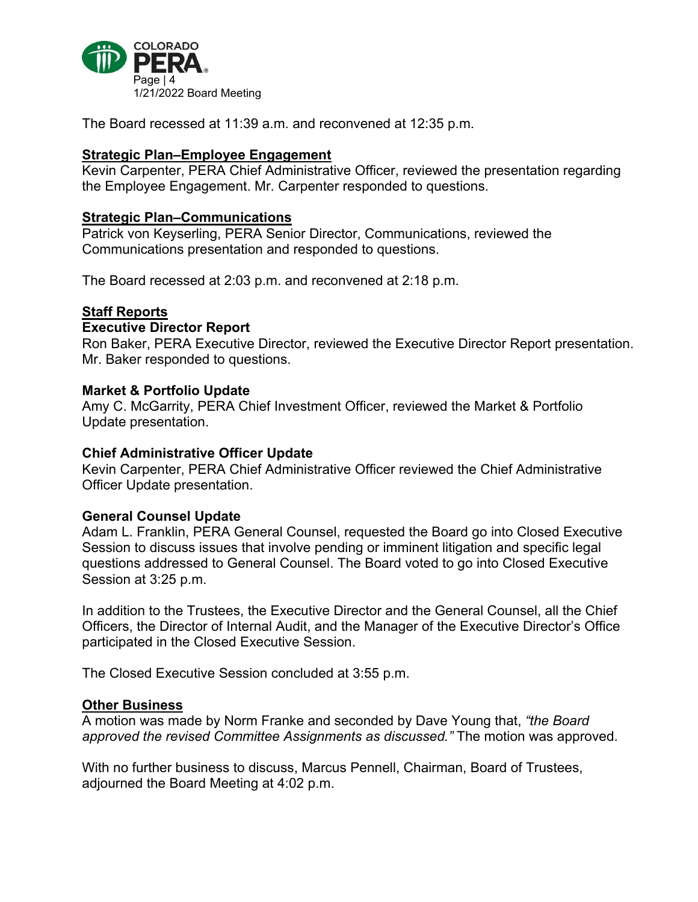The Board recessed at 11:39 a.m. and reconvened at 12:35 p.m.

## Strategic Plan–Employee Engagement

Kevin Carpenter, PERA Chief Administrative Officer, reviewed the presentation regarding the Employee Engagement. Mr. Carpenter responded to questions.

## Strategic Plan–Communications

Patrick von Keyserling, PERA Senior Director, Communications, reviewed the Communications presentation and responded to questions.

The Board recessed at 2:03 p.m. and reconvened at 2:18 p.m.

## Staff Reports

### Executive Director Report

Ron Baker, PERA Executive Director, reviewed the Executive Director Report presentation. Mr. Baker responded to questions.

### Market & Portfolio Update

Amy C. McGarrity, PERA Chief Investment Officer, reviewed the Market & Portfolio Update presentation.

### Chief Administrative Officer Update

Kevin Carpenter, PERA Chief Administrative Officer reviewed the Chief Administrative Officer Update presentation.

### General Counsel Update

Adam L. Franklin, PERA General Counsel, requested the Board go into Closed Executive Session to discuss issues that involve pending or imminent litigation and specific legal questions addressed to General Counsel. The Board voted to go into Closed Executive Session at 3:25 p.m.

In addition to the Trustees, the Executive Director and the General Counsel, all the Chief Officers, the Director of Internal Audit, and the Manager of the Executive Director's Office participated in the Closed Executive Session.

The Closed Executive Session concluded at 3:55 p.m.

## Other Business

A motion was made by Norm Franke and seconded by Dave Young that, *"the Board approved the revised Committee Assignments as discussed."* The motion was approved.

With no further business to discuss, Marcus Pennell, Chairman, Board of Trustees, adjourned the Board Meeting at 4:02 p.m.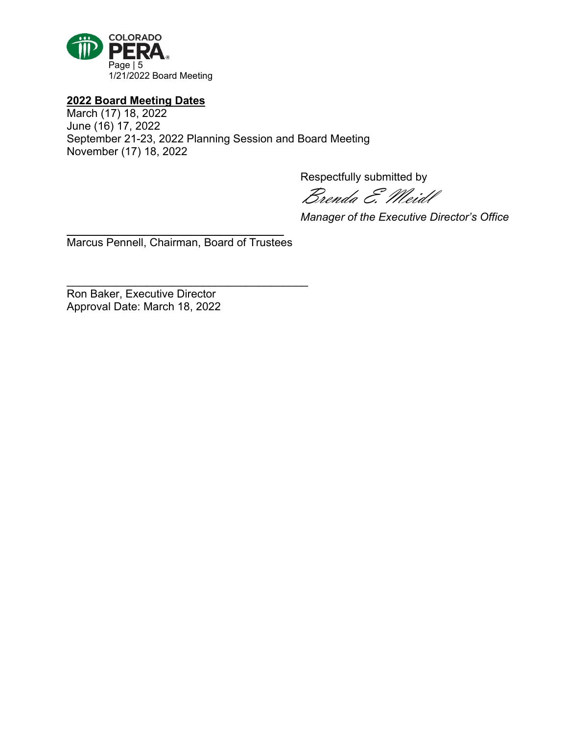**2022 Board Meeting Dates**

March (17) 18, 2022
June (16) 17, 2022
September 21-23, 2022 Planning Session and Board Meeting
November (17) 18, 2022

Respectfully submitted by

Brenda E. Meidl

*Manager of the Executive Director's Office*

\_\_\_\_\_\_\_\_\_\_\_\_\_\_\_\_\_\_\_\_\_\_\_\_\_\_\_\_\_\_\_\_\_\_\_\_

Marcus Pennell, Chairman, Board of Trustees

\_\_\_\_\_\_\_\_\_\_\_\_\_\_\_\_\_\_\_\_\_\_\_\_\_\_\_\_\_\_\_\_\_\_\_\_

Ron Baker, Executive Director
Approval Date: March 18, 2022